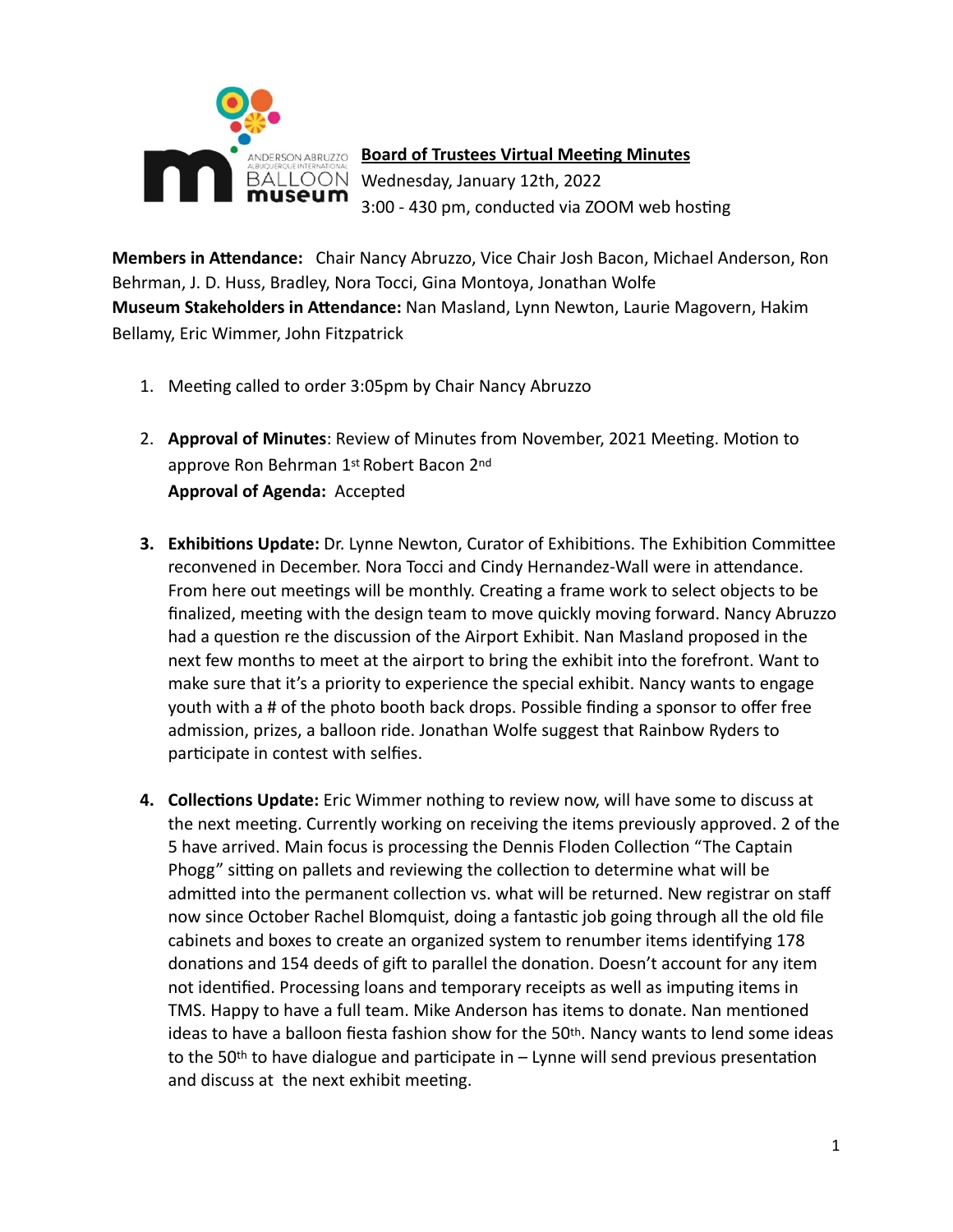**Board of Trustees Virtual Meeting Minutes**
Wednesday, January 12th, 2022
3:00 - 430 pm, conducted via ZOOM web hosting

**Members in Attendance:** Chair Nancy Abruzzo, Vice Chair Josh Bacon, Michael Anderson, Ron Behrman, J. D. Huss, Bradley, Nora Tocci, Gina Montoya, Jonathan Wolfe
**Museum Stakeholders in Attendance:** Nan Masland, Lynn Newton, Laurie Magovern, Hakim Bellamy, Eric Wimmer, John Fitzpatrick

1. Meeting called to order 3:05pm by Chair Nancy Abruzzo

2. **Approval of Minutes**: Review of Minutes from November, 2021 Meeting. Motion to approve Ron Behrman 1st Robert Bacon 2nd
   **Approval of Agenda:** Accepted

3. **Exhibitions Update:** Dr. Lynne Newton, Curator of Exhibitions. The Exhibition Committee reconvened in December. Nora Tocci and Cindy Hernandez-Wall were in attendance. From here out meetings will be monthly. Creating a frame work to select objects to be finalized, meeting with the design team to move quickly moving forward. Nancy Abruzzo had a question re the discussion of the Airport Exhibit. Nan Masland proposed in the next few months to meet at the airport to bring the exhibit into the forefront. Want to make sure that it's a priority to experience the special exhibit. Nancy wants to engage youth with a # of the photo booth back drops. Possible finding a sponsor to offer free admission, prizes, a balloon ride. Jonathan Wolfe suggest that Rainbow Ryders to participate in contest with selfies.

4. **Collections Update:** Eric Wimmer nothing to review now, will have some to discuss at the next meeting. Currently working on receiving the items previously approved. 2 of the 5 have arrived. Main focus is processing the Dennis Floden Collection "The Captain Phogg" sitting on pallets and reviewing the collection to determine what will be admitted into the permanent collection vs. what will be returned. New registrar on staff now since October Rachel Blomquist, doing a fantastic job going through all the old file cabinets and boxes to create an organized system to renumber items identifying 178 donations and 154 deeds of gift to parallel the donation. Doesn't account for any item not identified. Processing loans and temporary receipts as well as imputing items in TMS. Happy to have a full team. Mike Anderson has items to donate. Nan mentioned ideas to have a balloon fiesta fashion show for the 50th. Nancy wants to lend some ideas to the 50th to have dialogue and participate in – Lynne will send previous presentation and discuss at the next exhibit meeting.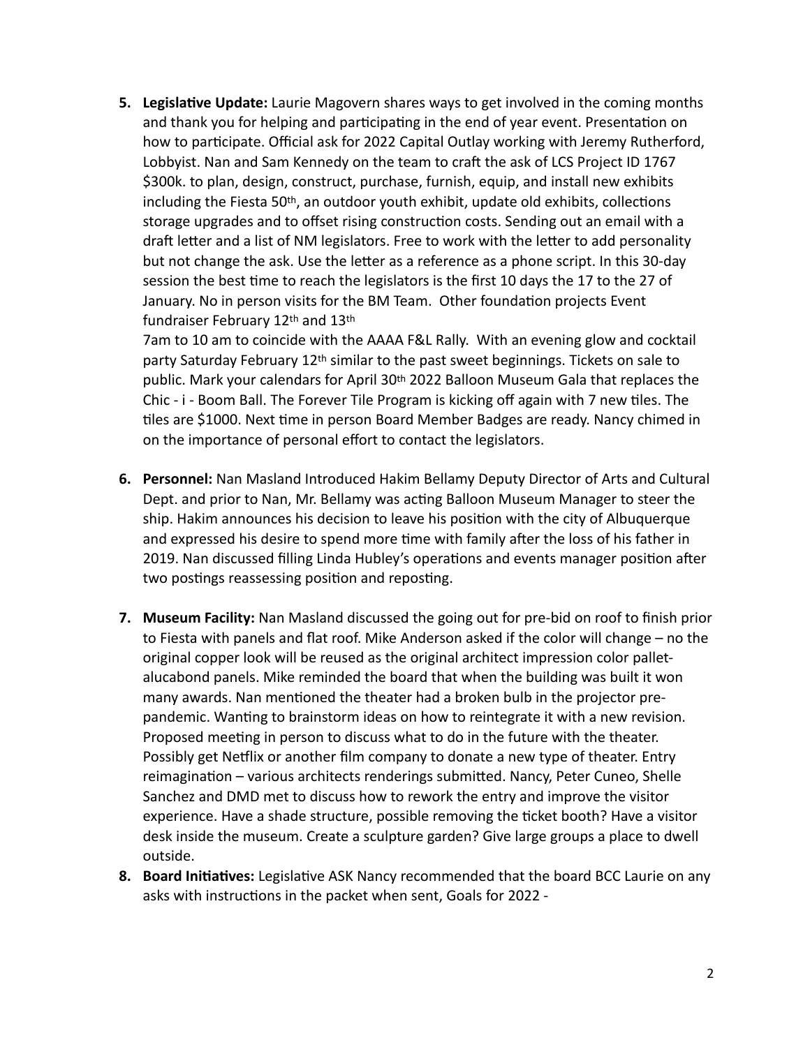5. **Legislative Update:** Laurie Magovern shares ways to get involved in the coming months and thank you for helping and participating in the end of year event. Presentation on how to participate. Official ask for 2022 Capital Outlay working with Jeremy Rutherford, Lobbyist. Nan and Sam Kennedy on the team to craft the ask of LCS Project ID 1767 $300k. to plan, design, construct, purchase, furnish, equip, and install new exhibits including the Fiesta 50th, an outdoor youth exhibit, update old exhibits, collections storage upgrades and to offset rising construction costs. Sending out an email with a draft letter and a list of NM legislators. Free to work with the letter to add personality but not change the ask. Use the letter as a reference as a phone script. In this 30-day session the best time to reach the legislators is the first 10 days the 17 to the 27 of January. No in person visits for the BM Team. Other foundation projects Event fundraiser February 12th and 13th
   7am to 10 am to coincide with the AAAA F&L Rally. With an evening glow and cocktail party Saturday February 12th similar to the past sweet beginnings. Tickets on sale to public. Mark your calendars for April 30th 2022 Balloon Museum Gala that replaces the Chic - i - Boom Ball. The Forever Tile Program is kicking off again with 7 new tiles. The tiles are $1000. Next time in person Board Member Badges are ready. Nancy chimed in on the importance of personal effort to contact the legislators.

6. **Personnel:** Nan Masland Introduced Hakim Bellamy Deputy Director of Arts and Cultural Dept. and prior to Nan, Mr. Bellamy was acting Balloon Museum Manager to steer the ship. Hakim announces his decision to leave his position with the city of Albuquerque and expressed his desire to spend more time with family after the loss of his father in 2019. Nan discussed filling Linda Hubley's operations and events manager position after two postings reassessing position and reposting.

7. **Museum Facility:** Nan Masland discussed the going out for pre-bid on roof to finish prior to Fiesta with panels and flat roof. Mike Anderson asked if the color will change – no the original copper look will be reused as the original architect impression color pallet-alucabond panels. Mike reminded the board that when the building was built it won many awards. Nan mentioned the theater had a broken bulb in the projector pre-pandemic. Wanting to brainstorm ideas on how to reintegrate it with a new revision. Proposed meeting in person to discuss what to do in the future with the theater. Possibly get Netflix or another film company to donate a new type of theater. Entry reimagination – various architects renderings submitted. Nancy, Peter Cuneo, Shelle Sanchez and DMD met to discuss how to rework the entry and improve the visitor experience. Have a shade structure, possible removing the ticket booth? Have a visitor desk inside the museum. Create a sculpture garden? Give large groups a place to dwell outside.

8. **Board Initiatives:** Legislative ASK Nancy recommended that the board BCC Laurie on any asks with instructions in the packet when sent, Goals for 2022 -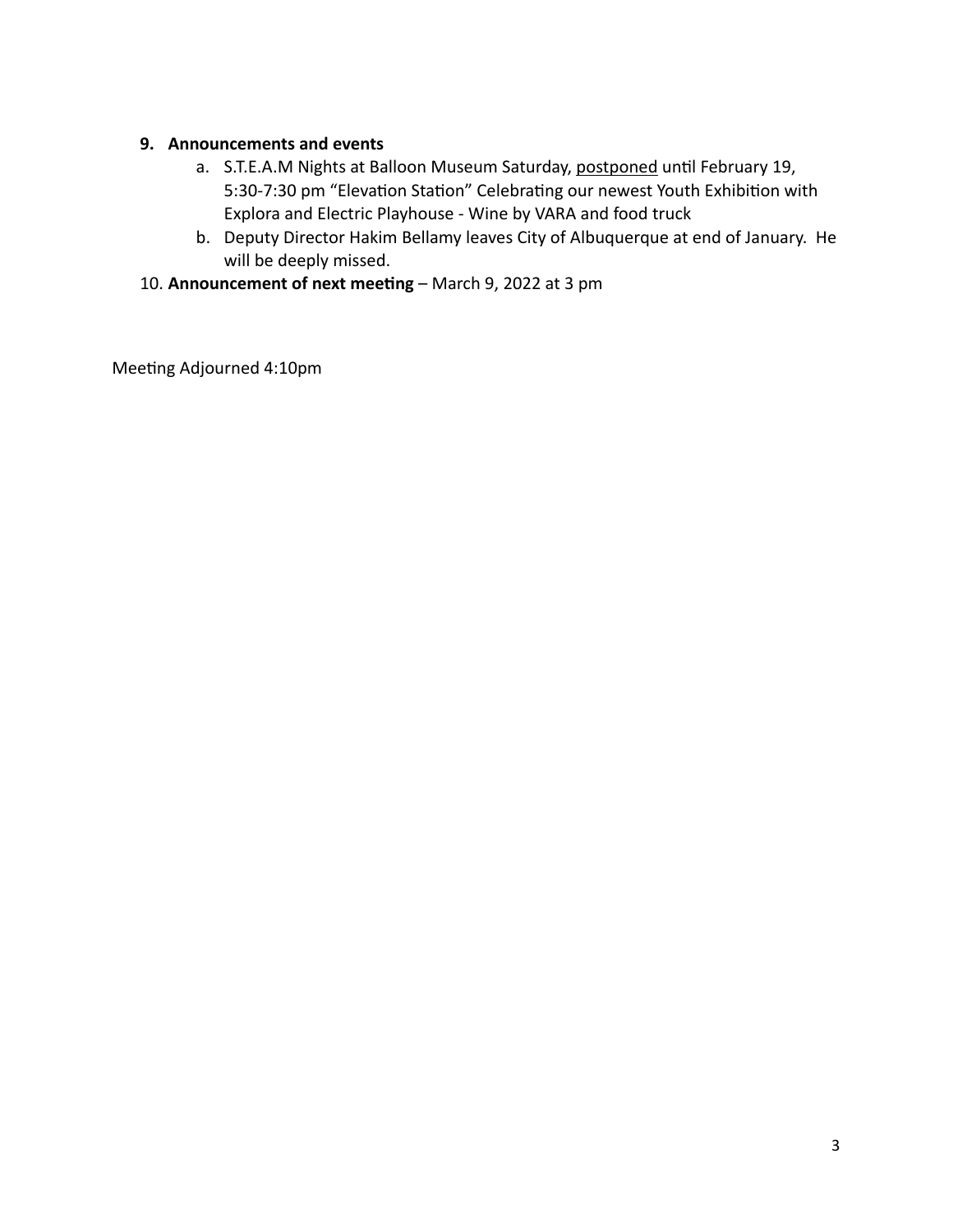9. **Announcements and events**
    a. S.T.E.A.M Nights at Balloon Museum Saturday, postponed until February 19, 5:30-7:30 pm “Elevation Station” Celebrating our newest Youth Exhibition with Explora and Electric Playhouse - Wine by VARA and food truck
    b. Deputy Director Hakim Bellamy leaves City of Albuquerque at end of January. He will be deeply missed.
10. **Announcement of next meeting** – March 9, 2022 at 3 pm

Meeting Adjourned 4:10pm